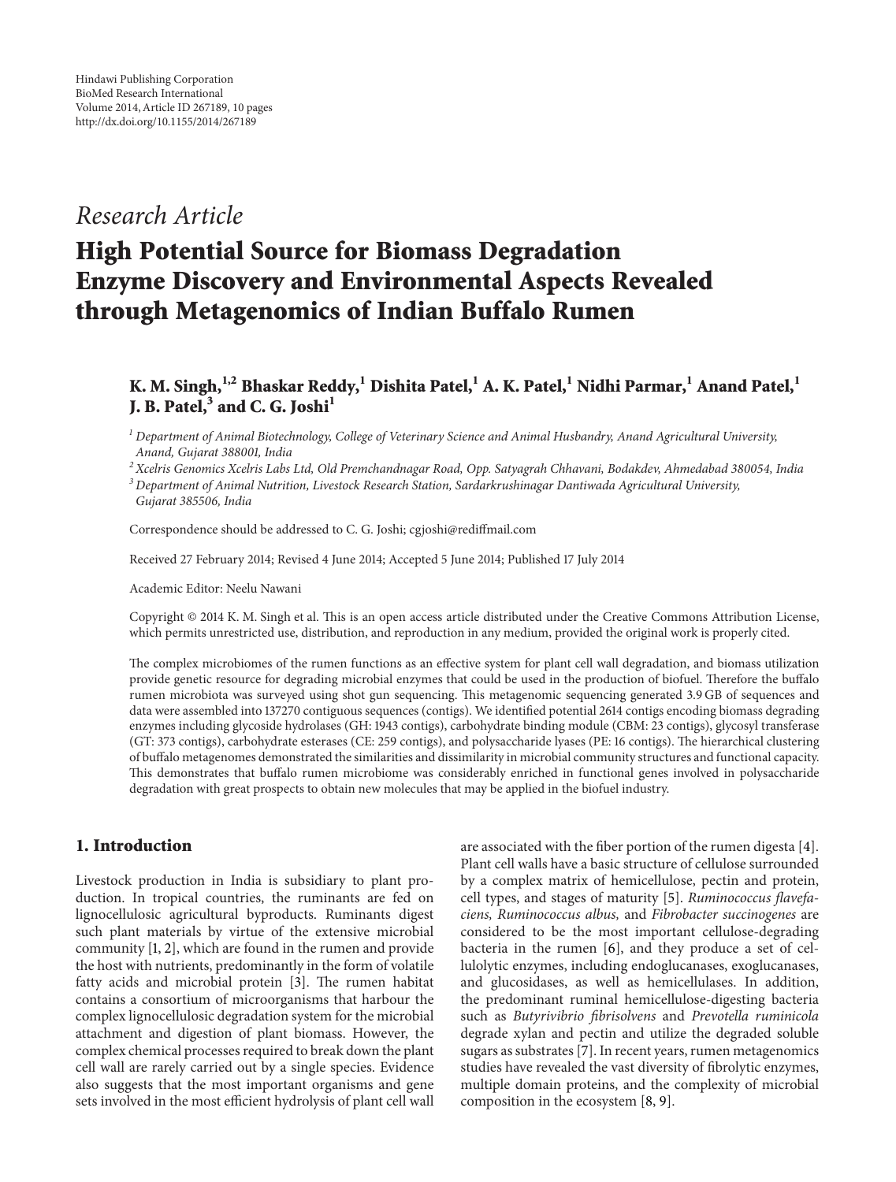Hindawi Publishing Corporation
BioMed Research International
Volume 2014, Article ID 267189, 10 pages
http://dx.doi.org/10.1155/2014/267189

*Research Article*

# High Potential Source for Biomass Degradation Enzyme Discovery and Environmental Aspects Revealed through Metagenomics of Indian Buffalo Rumen

**K. M. Singh,[1,2] Bhaskar Reddy,[1] Dishita Patel,[1] A. K. Patel,[1] Nidhi Parmar,[1] Anand Patel,[1] J. B. Patel,[3] and C. G. Joshi[1]**

[1] Department of Animal Biotechnology, College of Veterinary Science and Animal Husbandry, Anand Agricultural University, Anand, Gujarat 388001, India
[2] Xcelris Genomics Xcelris Labs Ltd, Old Premchandnagar Road, Opp. Satyagrah Chhavani, Bodakdev, Ahmedabad 380054, India
[3] Department of Animal Nutrition, Livestock Research Station, Sardarkrushinagar Dantiwada Agricultural University, Gujarat 385506, India

Correspondence should be addressed to C. G. Joshi; cgjoshi@rediffmail.com

Received 27 February 2014; Revised 4 June 2014; Accepted 5 June 2014; Published 17 July 2014

Academic Editor: Neelu Nawani

Copyright © 2014 K. M. Singh et al. This is an open access article distributed under the Creative Commons Attribution License, which permits unrestricted use, distribution, and reproduction in any medium, provided the original work is properly cited.

The complex microbiomes of the rumen functions as an effective system for plant cell wall degradation, and biomass utilization provide genetic resource for degrading microbial enzymes that could be used in the production of biofuel. Therefore the buffalo rumen microbiota was surveyed using shot gun sequencing. This metagenomic sequencing generated 3.9 GB of sequences and data were assembled into 137270 contiguous sequences (contigs). We identified potential 2614 contigs encoding biomass degrading enzymes including glycoside hydrolases (GH: 1943 contigs), carbohydrate binding module (CBM: 23 contigs), glycosyl transferase (GT: 373 contigs), carbohydrate esterases (CE: 259 contigs), and polysaccharide lyases (PE: 16 contigs). The hierarchical clustering of buffalo metagenomes demonstrated the similarities and dissimilarity in microbial community structures and functional capacity. This demonstrates that buffalo rumen microbiome was considerably enriched in functional genes involved in polysaccharide degradation with great prospects to obtain new molecules that may be applied in the biofuel industry.

## 1. Introduction

Livestock production in India is subsidiary to plant production. In tropical countries, the ruminants are fed on lignocellulosic agricultural byproducts. Ruminants digest such plant materials by virtue of the extensive microbial community [1, 2], which are found in the rumen and provide the host with nutrients, predominantly in the form of volatile fatty acids and microbial protein [3]. The rumen habitat contains a consortium of microorganisms that harbour the complex lignocellulosic degradation system for the microbial attachment and digestion of plant biomass. However, the complex chemical processes required to break down the plant cell wall are rarely carried out by a single species. Evidence also suggests that the most important organisms and gene sets involved in the most efficient hydrolysis of plant cell wall are associated with the fiber portion of the rumen digesta [4]. Plant cell walls have a basic structure of cellulose surrounded by a complex matrix of hemicellulose, pectin and protein, cell types, and stages of maturity [5]. *Ruminococcus flavefaciens, Ruminococcus albus,* and *Fibrobacter succinogenes* are considered to be the most important cellulose-degrading bacteria in the rumen [6], and they produce a set of cellulolytic enzymes, including endoglucanases, exoglucanases, and glucosidases, as well as hemicellulases. In addition, the predominant ruminal hemicellulose-digesting bacteria such as *Butyrivibrio fibrisolvens* and *Prevotella ruminicola* degrade xylan and pectin and utilize the degraded soluble sugars as substrates [7]. In recent years, rumen metagenomics studies have revealed the vast diversity of fibrolytic enzymes, multiple domain proteins, and the complexity of microbial composition in the ecosystem [8, 9].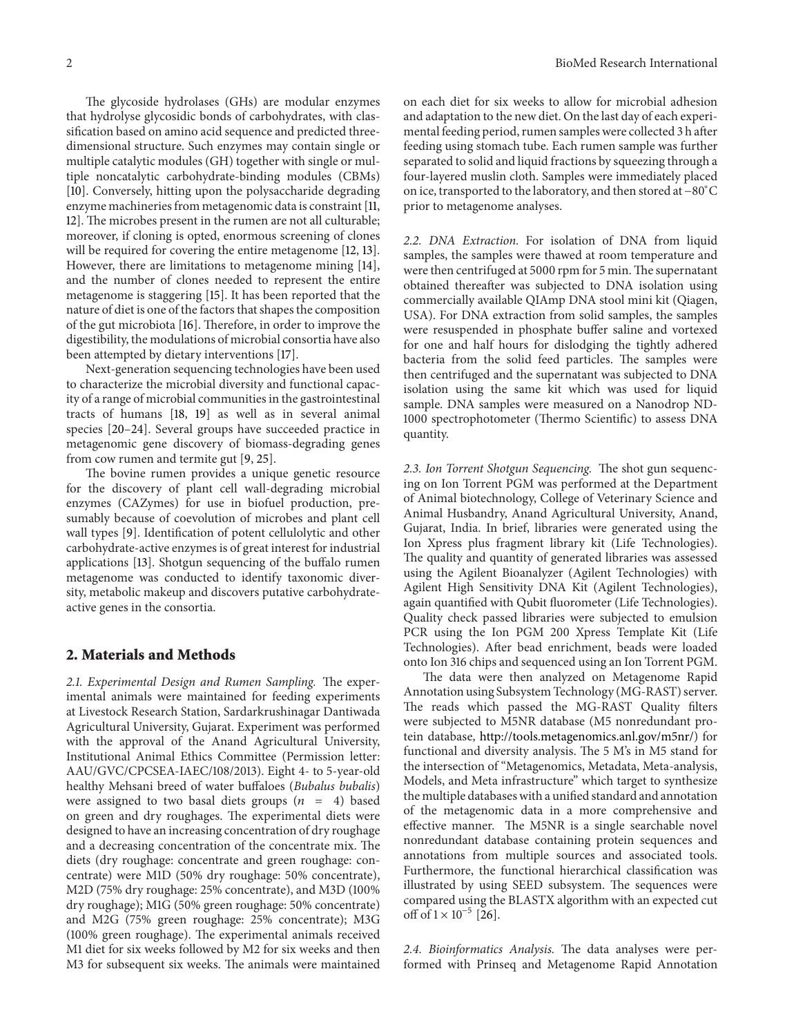The glycoside hydrolases (GHs) are modular enzymes that hydrolyse glycosidic bonds of carbohydrates, with classification based on amino acid sequence and predicted three-dimensional structure. Such enzymes may contain single or multiple catalytic modules (GH) together with single or multiple noncatalytic carbohydrate-binding modules (CBMs) [10]. Conversely, hitting upon the polysaccharide degrading enzyme machineries from metagenomic data is constraint [11, 12]. The microbes present in the rumen are not all culturable; moreover, if cloning is opted, enormous screening of clones will be required for covering the entire metagenome [12, 13]. However, there are limitations to metagenome mining [14], and the number of clones needed to represent the entire metagenome is staggering [15]. It has been reported that the nature of diet is one of the factors that shapes the composition of the gut microbiota [16]. Therefore, in order to improve the digestibility, the modulations of microbial consortia have also been attempted by dietary interventions [17].

Next-generation sequencing technologies have been used to characterize the microbial diversity and functional capacity of a range of microbial communities in the gastrointestinal tracts of humans [18, 19] as well as in several animal species [20–24]. Several groups have succeeded practice in metagenomic gene discovery of biomass-degrading genes from cow rumen and termite gut [9, 25].

The bovine rumen provides a unique genetic resource for the discovery of plant cell wall-degrading microbial enzymes (CAZymes) for use in biofuel production, presumably because of coevolution of microbes and plant cell wall types [9]. Identification of potent cellulolytic and other carbohydrate-active enzymes is of great interest for industrial applications [13]. Shotgun sequencing of the buffalo rumen metagenome was conducted to identify taxonomic diversity, metabolic makeup and discovers putative carbohydrate-active genes in the consortia.

## 2. Materials and Methods

*2.1. Experimental Design and Rumen Sampling.* The experimental animals were maintained for feeding experiments at Livestock Research Station, Sardarkrushinagar Dantiwada Agricultural University, Gujarat. Experiment was performed with the approval of the Anand Agricultural University, Institutional Animal Ethics Committee (Permission letter: AAU/GVC/CPCSEA-IAEC/108/2013). Eight 4- to 5-year-old healthy Mehsani breed of water buffaloes (*Bubalus bubalis*) were assigned to two basal diets groups ($n = 4$) based on green and dry roughages. The experimental diets were designed to have an increasing concentration of dry roughage and a decreasing concentration of the concentrate mix. The diets (dry roughage: concentrate and green roughage: concentrate) were M1D (50% dry roughage: 50% concentrate), M2D (75% dry roughage: 25% concentrate), and M3D (100% dry roughage); M1G (50% green roughage: 50% concentrate) and M2G (75% green roughage: 25% concentrate); M3G (100% green roughage). The experimental animals received M1 diet for six weeks followed by M2 for six weeks and then M3 for subsequent six weeks. The animals were maintained on each diet for six weeks to allow for microbial adhesion and adaptation to the new diet. On the last day of each experimental feeding period, rumen samples were collected 3 h after feeding using stomach tube. Each rumen sample was further separated to solid and liquid fractions by squeezing through a four-layered muslin cloth. Samples were immediately placed on ice, transported to the laboratory, and then stored at −80°C prior to metagenome analyses.

*2.2. DNA Extraction.* For isolation of DNA from liquid samples, the samples were thawed at room temperature and were then centrifuged at 5000 rpm for 5 min. The supernatant obtained thereafter was subjected to DNA isolation using commercially available QIAmp DNA stool mini kit (Qiagen, USA). For DNA extraction from solid samples, the samples were resuspended in phosphate buffer saline and vortexed for one and half hours for dislodging the tightly adhered bacteria from the solid feed particles. The samples were then centrifuged and the supernatant was subjected to DNA isolation using the same kit which was used for liquid sample. DNA samples were measured on a Nanodrop ND-1000 spectrophotometer (Thermo Scientific) to assess DNA quantity.

*2.3. Ion Torrent Shotgun Sequencing.* The shot gun sequencing on Ion Torrent PGM was performed at the Department of Animal biotechnology, College of Veterinary Science and Animal Husbandry, Anand Agricultural University, Anand, Gujarat, India. In brief, libraries were generated using the Ion Xpress plus fragment library kit (Life Technologies). The quality and quantity of generated libraries was assessed using the Agilent Bioanalyzer (Agilent Technologies) with Agilent High Sensitivity DNA Kit (Agilent Technologies), again quantified with Qubit fluorometer (Life Technologies). Quality check passed libraries were subjected to emulsion PCR using the Ion PGM 200 Xpress Template Kit (Life Technologies). After bead enrichment, beads were loaded onto Ion 316 chips and sequenced using an Ion Torrent PGM.

The data were then analyzed on Metagenome Rapid Annotation using Subsystem Technology (MG-RAST) server. The reads which passed the MG-RAST Quality filters were subjected to M5NR database (M5 nonredundant protein database, http://tools.metagenomics.anl.gov/m5nr/) for functional and diversity analysis. The 5 M's in M5 stand for the intersection of "Metagenomics, Metadata, Meta-analysis, Models, and Meta infrastructure" which target to synthesize the multiple databases with a unified standard and annotation of the metagenomic data in a more comprehensive and effective manner. The M5NR is a single searchable novel nonredundant database containing protein sequences and annotations from multiple sources and associated tools. Furthermore, the functional hierarchical classification was illustrated by using SEED subsystem. The sequences were compared using the BLASTX algorithm with an expected cut off of $1 \times 10^{-5}$ [26].

*2.4. Bioinformatics Analysis.* The data analyses were performed with Prinseq and Metagenome Rapid Annotation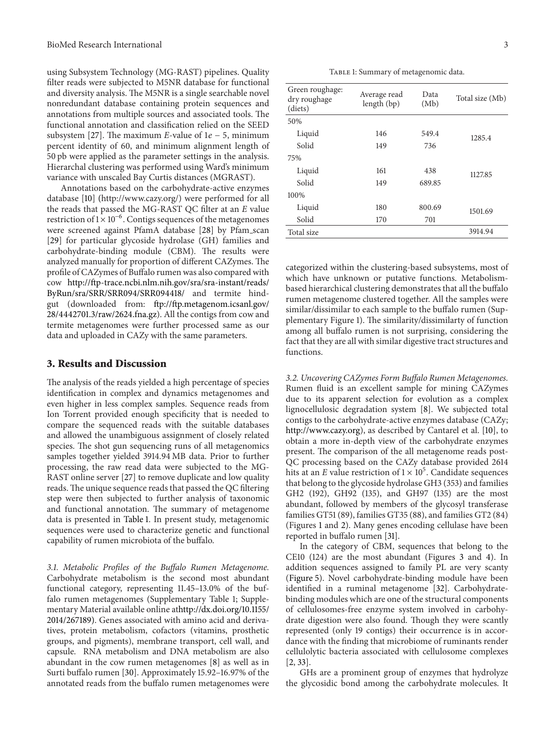using Subsystem Technology (MG-RAST) pipelines. Quality filter reads were subjected to M5NR database for functional and diversity analysis. The M5NR is a single searchable novel nonredundant database containing protein sequences and annotations from multiple sources and associated tools. The functional annotation and classification relied on the SEED subsystem [27]. The maximum *E*-value of $1e - 5$, minimum percent identity of 60, and minimum alignment length of 50 pb were applied as the parameter settings in the analysis. Hierarchal clustering was performed using Ward's minimum variance with unscaled Bay Curtis distances (MGRAST).

Annotations based on the carbohydrate-active enzymes database [10] (http://www.cazy.org/) were performed for all the reads that passed the MG-RAST QC filter at an *E* value restriction of $1 \times 10^{-6}$. Contigs sequences of the metagenomes were screened against PfamA database [28] by Pfam_scan [29] for particular glycoside hydrolase (GH) families and carbohydrate-binding module (CBM). The results were analyzed manually for proportion of different CAZymes. The profile of CAZymes of Buffalo rumen was also compared with cow http://ftp-trace.ncbi.nlm.nih.gov/sra/sra-instant/reads/ByRun/sra/SRR/SRR094/SRR094418/ and termite hindgut (downloaded from: ftp://ftp.metagenom.icsanl.gov/28/4442701.3/raw/2624.fna.gz). All the contigs from cow and termite metagenomes were further processed same as our data and uploaded in CAZy with the same parameters.

## 3. Results and Discussion

The analysis of the reads yielded a high percentage of species identification in complex and dynamics metagenomes and even higher in less complex samples. Sequence reads from Ion Torrent provided enough specificity that is needed to compare the sequenced reads with the suitable databases and allowed the unambiguous assignment of closely related species. The shot gun sequencing runs of all metagenomics samples together yielded 3914.94 MB data. Prior to further processing, the raw read data were subjected to the MG-RAST online server [27] to remove duplicate and low quality reads. The unique sequence reads that passed the QC filtering step were then subjected to further analysis of taxonomic and functional annotation. The summary of metagenome data is presented in Table 1. In present study, metagenomic sequences were used to characterize genetic and functional capability of rumen microbiota of the buffalo.

Table 1: Summary of metagenomic data.

| Green roughage: dry roughage (diets) | Average read length (bp) | Data (Mb) | Total size (Mb) |
|---|---|---|---|
| 50% | | | |
| Liquid | 146 | 549.4 | 1285.4 |
| Solid | 149 | 736 | |
| 75% | | | |
| Liquid | 161 | 438 | 1127.85 |
| Solid | 149 | 689.85 | |
| 100% | | | |
| Liquid | 180 | 800.69 | 1501.69 |
| Solid | 170 | 701 | |
| Total size | | | 3914.94 |

*3.1. Metabolic Profiles of the Buffalo Rumen Metagenome.* Carbohydrate metabolism is the second most abundant functional category, representing 11.45–13.0% of the buffalo rumen metagenomes (Supplementary Table 1; Supplementary Material available online athttp://dx.doi.org/10.1155/2014/267189). Genes associated with amino acid and derivatives, protein metabolism, cofactors (vitamins, prosthetic groups, and pigments), membrane transport, cell wall, and capsule. RNA metabolism and DNA metabolism are also abundant in the cow rumen metagenomes [8] as well as in Surti buffalo rumen [30]. Approximately 15.92–16.97% of the annotated reads from the buffalo rumen metagenomes were categorized within the clustering-based subsystems, most of which have unknown or putative functions. Metabolism-based hierarchical clustering demonstrates that all the buffalo rumen metagenome clustered together. All the samples were similar/dissimilar to each sample to the buffalo rumen (Supplementary Figure 1). The similarity/dissimilarty of function among all buffalo rumen is not surprising, considering the fact that they are all with similar digestive tract structures and functions.

*3.2. Uncovering CAZymes Form Buffalo Rumen Metagenomes.* Rumen fluid is an excellent sample for mining CAZymes due to its apparent selection for evolution as a complex lignocellulosic degradation system [8]. We subjected total contigs to the carbohydrate-active enzymes database (CAZy; http://www.cazy.org), as described by Cantarel et al. [10], to obtain a more in-depth view of the carbohydrate enzymes present. The comparison of the all metagenome reads post-QC processing based on the CAZy database provided 2614 hits at an *E* value restriction of $1 \times 10^{5}$. Candidate sequences that belong to the glycoside hydrolase GH3 (353) and families GH2 (192), GH92 (135), and GH97 (135) are the most abundant, followed by members of the glycosyl transferase families GT51 (89), families GT35 (88), and families GT2 (84) (Figures 1 and 2). Many genes encoding cellulase have been reported in buffalo rumen [31].

In the category of CBM, sequences that belong to the CE10 (124) are the most abundant (Figures 3 and 4). In addition sequences assigned to family PL are very scanty (Figure 5). Novel carbohydrate-binding module have been identified in a ruminal metagenome [32]. Carbohydrate-binding modules which are one of the structural components of cellulosomes-free enzyme system involved in carbohydrate digestion were also found. Though they were scantly represented (only 19 contigs) their occurrence is in accordance with the finding that microbiome of ruminants render cellulolytic bacteria associated with cellulosome complexes [2, 33].

GHs are a prominent group of enzymes that hydrolyze the glycosidic bond among the carbohydrate molecules. It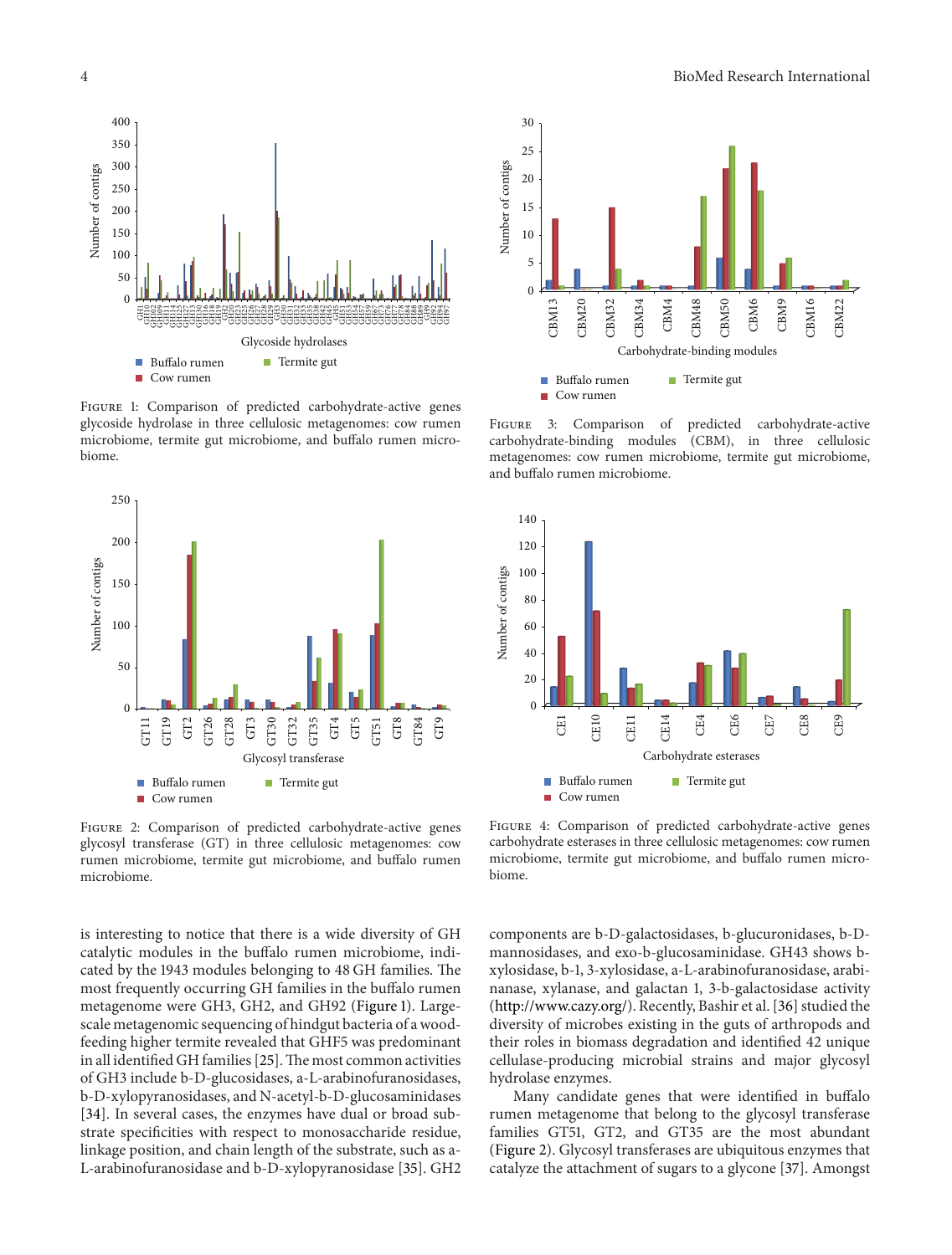Figure 1: Comparison of predicted carbohydrate-active genes glycoside hydrolase in three cellulosic metagenomes: cow rumen microbiome, termite gut microbiome, and buffalo rumen microbiome.

Figure 2: Comparison of predicted carbohydrate-active genes glycosyl transferase (GT) in three cellulosic metagenomes: cow rumen microbiome, termite gut microbiome, and buffalo rumen microbiome.

Figure 3: Comparison of predicted carbohydrate-active carbohydrate-binding modules (CBM), in three cellulosic metagenomes: cow rumen microbiome, termite gut microbiome, and buffalo rumen microbiome.

Figure 4: Comparison of predicted carbohydrate-active genes carbohydrate esterases in three cellulosic metagenomes: cow rumen microbiome, termite gut microbiome, and buffalo rumen microbiome.

is interesting to notice that there is a wide diversity of GH catalytic modules in the buffalo rumen microbiome, indicated by the 1943 modules belonging to 48 GH families. The most frequently occurring GH families in the buffalo rumen metagenome were GH3, GH2, and GH92 (Figure 1). Large-scale metagenomic sequencing of hindgut bacteria of a wood-feeding higher termite revealed that GHF5 was predominant in all identified GH families [25]. The most common activities of GH3 include b-D-glucosidases, a-L-arabinofuranosidases, b-D-xylopyranosidases, and N-acetyl-b-D-glucosaminidases [34]. In several cases, the enzymes have dual or broad substrate specificities with respect to monosaccharide residue, linkage position, and chain length of the substrate, such as a-L-arabinofuranosidase and b-D-xylopyranosidase [35]. GH2 components are b-D-galactosidases, b-glucuronidases, b-D-mannosidases, and exo-b-glucosaminidase. GH43 shows b-xylosidase, b-1, 3-xylosidase, a-L-arabinofuranosidase, arabinanase, xylanase, and galactan 1, 3-b-galactosidase activity (http://www.cazy.org/). Recently, Bashir et al. [36] studied the diversity of microbes existing in the guts of arthropods and their roles in biomass degradation and identified 42 unique cellulase-producing microbial strains and major glycosyl hydrolase enzymes.

Many candidate genes that were identified in buffalo rumen metagenome that belong to the glycosyl transferase families GT51, GT2, and GT35 are the most abundant (Figure 2). Glycosyl transferases are ubiquitous enzymes that catalyze the attachment of sugars to a glycone [37]. Amongst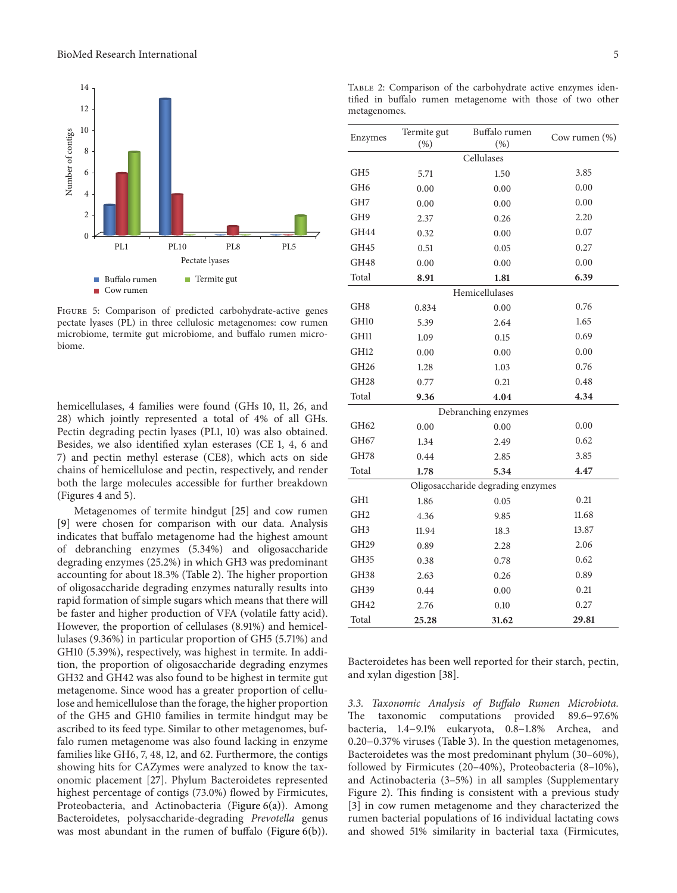Figure 5: Comparison of predicted carbohydrate-active genes pectate lyases (PL) in three cellulosic metagenomes: cow rumen microbiome, termite gut microbiome, and buffalo rumen microbiome.

hemicellulases, 4 families were found (GHs 10, 11, 26, and 28) which jointly represented a total of 4% of all GHs. Pectin degrading pectin lyases (PL1, 10) was also obtained. Besides, we also identified xylan esterases (CE 1, 4, 6 and 7) and pectin methyl esterase (CE8), which acts on side chains of hemicellulose and pectin, respectively, and render both the large molecules accessible for further breakdown (Figures 4 and 5).

Metagenomes of termite hindgut [25] and cow rumen [9] were chosen for comparison with our data. Analysis indicates that buffalo metagenome had the highest amount of debranching enzymes (5.34%) and oligosaccharide degrading enzymes (25.2%) in which GH3 was predominant accounting for about 18.3% (Table 2). The higher proportion of oligosaccharide degrading enzymes naturally results into rapid formation of simple sugars which means that there will be faster and higher production of VFA (volatile fatty acid). However, the proportion of cellulases (8.91%) and hemicellulases (9.36%) in particular proportion of GH5 (5.71%) and GH10 (5.39%), respectively, was highest in termite. In addition, the proportion of oligosaccharide degrading enzymes GH32 and GH42 was also found to be highest in termite gut metagenome. Since wood has a greater proportion of cellulose and hemicellulose than the forage, the higher proportion of the GH5 and GH10 families in termite hindgut may be ascribed to its feed type. Similar to other metagenomes, buffalo rumen metagenome was also found lacking in enzyme families like GH6, 7, 48, 12, and 62. Furthermore, the contigs showing hits for CAZymes were analyzed to know the taxonomic placement [27]. Phylum Bacteroidetes represented highest percentage of contigs (73.0%) flowed by Firmicutes, Proteobacteria, and Actinobacteria (Figure 6(a)). Among Bacteroidetes, polysaccharide-degrading *Prevotella* genus was most abundant in the rumen of buffalo (Figure 6(b)).

Table 2: Comparison of the carbohydrate active enzymes identified in buffalo rumen metagenome with those of two other metagenomes.

| Enzymes | Termite gut (%) | Buffalo rumen (%) | Cow rumen (%) |
|---|---|---|---|
| | Cellulases | | |
| GH5 | 5.71 | 1.50 | 3.85 |
| GH6 | 0.00 | 0.00 | 0.00 |
| GH7 | 0.00 | 0.00 | 0.00 |
| GH9 | 2.37 | 0.26 | 2.20 |
| GH44 | 0.32 | 0.00 | 0.07 |
| GH45 | 0.51 | 0.05 | 0.27 |
| GH48 | 0.00 | 0.00 | 0.00 |
| Total | **8.91** | **1.81** | **6.39** |
| | Hemicellulases | | |
| GH8 | 0.834 | 0.00 | 0.76 |
| GH10 | 5.39 | 2.64 | 1.65 |
| GH11 | 1.09 | 0.15 | 0.69 |
| GH12 | 0.00 | 0.00 | 0.00 |
| GH26 | 1.28 | 1.03 | 0.76 |
| GH28 | 0.77 | 0.21 | 0.48 |
| Total | **9.36** | **4.04** | **4.34** |
| | Debranching enzymes | | |
| GH62 | 0.00 | 0.00 | 0.00 |
| GH67 | 1.34 | 2.49 | 0.62 |
| GH78 | 0.44 | 2.85 | 3.85 |
| Total | **1.78** | **5.34** | **4.47** |
| | Oligosaccharide degrading enzymes | | |
| GH1 | 1.86 | 0.05 | 0.21 |
| GH2 | 4.36 | 9.85 | 11.68 |
| GH3 | 11.94 | 18.3 | 13.87 |
| GH29 | 0.89 | 2.28 | 2.06 |
| GH35 | 0.38 | 0.78 | 0.62 |
| GH38 | 2.63 | 0.26 | 0.89 |
| GH39 | 0.44 | 0.00 | 0.21 |
| GH42 | 2.76 | 0.10 | 0.27 |
| Total | **25.28** | **31.62** | **29.81** |

Bacteroidetes has been well reported for their starch, pectin, and xylan digestion [38].

*3.3. Taxonomic Analysis of Buffalo Rumen Microbiota.* The taxonomic computations provided 89.6–97.6% bacteria, 1.4–9.1% eukaryota, 0.8–1.8% Archea, and 0.20–0.37% viruses (Table 3). In the question metagenomes, Bacteroidetes was the most predominant phylum (30–60%), followed by Firmicutes (20–40%), Proteobacteria (8–10%), and Actinobacteria (3–5%) in all samples (Supplementary Figure 2). This finding is consistent with a previous study [3] in cow rumen metagenome and they characterized the rumen bacterial populations of 16 individual lactating cows and showed 51% similarity in bacterial taxa (Firmicutes,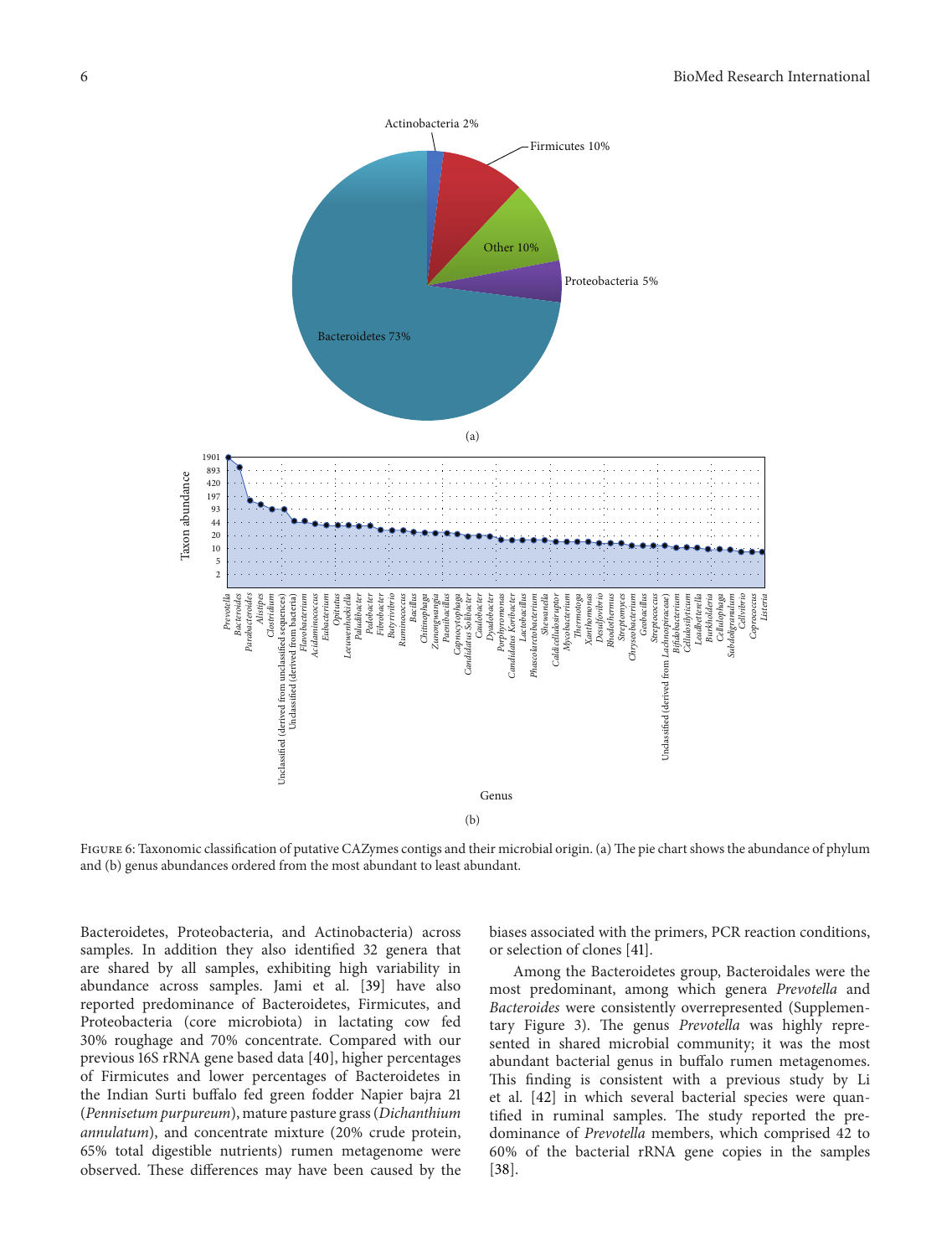FIGURE 6: Taxonomic classification of putative CAZymes contigs and their microbial origin. (a) The pie chart shows the abundance of phylum and (b) genus abundances ordered from the most abundant to least abundant.

Bacteroidetes, Proteobacteria, and Actinobacteria) across samples. In addition they also identified 32 genera that are shared by all samples, exhibiting high variability in abundance across samples. Jami et al. [39] have also reported predominance of Bacteroidetes, Firmicutes, and Proteobacteria (core microbiota) in lactating cow fed 30% roughage and 70% concentrate. Compared with our previous 16S rRNA gene based data [40], higher percentages of Firmicutes and lower percentages of Bacteroidetes in the Indian Surti buffalo fed green fodder Napier bajra 21 (*Pennisetum purpureum*), mature pasture grass (*Dichanthium annulatum*), and concentrate mixture (20% crude protein, 65% total digestible nutrients) rumen metagenome were observed. These differences may have been caused by the biases associated with the primers, PCR reaction conditions, or selection of clones [41].

Among the Bacteroidetes group, Bacteroidales were the most predominant, among which genera *Prevotella* and *Bacteroides* were consistently overrepresented (Supplementary Figure 3). The genus *Prevotella* was highly represented in shared microbial community; it was the most abundant bacterial genus in buffalo rumen metagenomes. This finding is consistent with a previous study by Li et al. [42] in which several bacterial species were quantified in ruminal samples. The study reported the predominance of *Prevotella* members, which comprised 42 to 60% of the bacterial rRNA gene copies in the samples [38].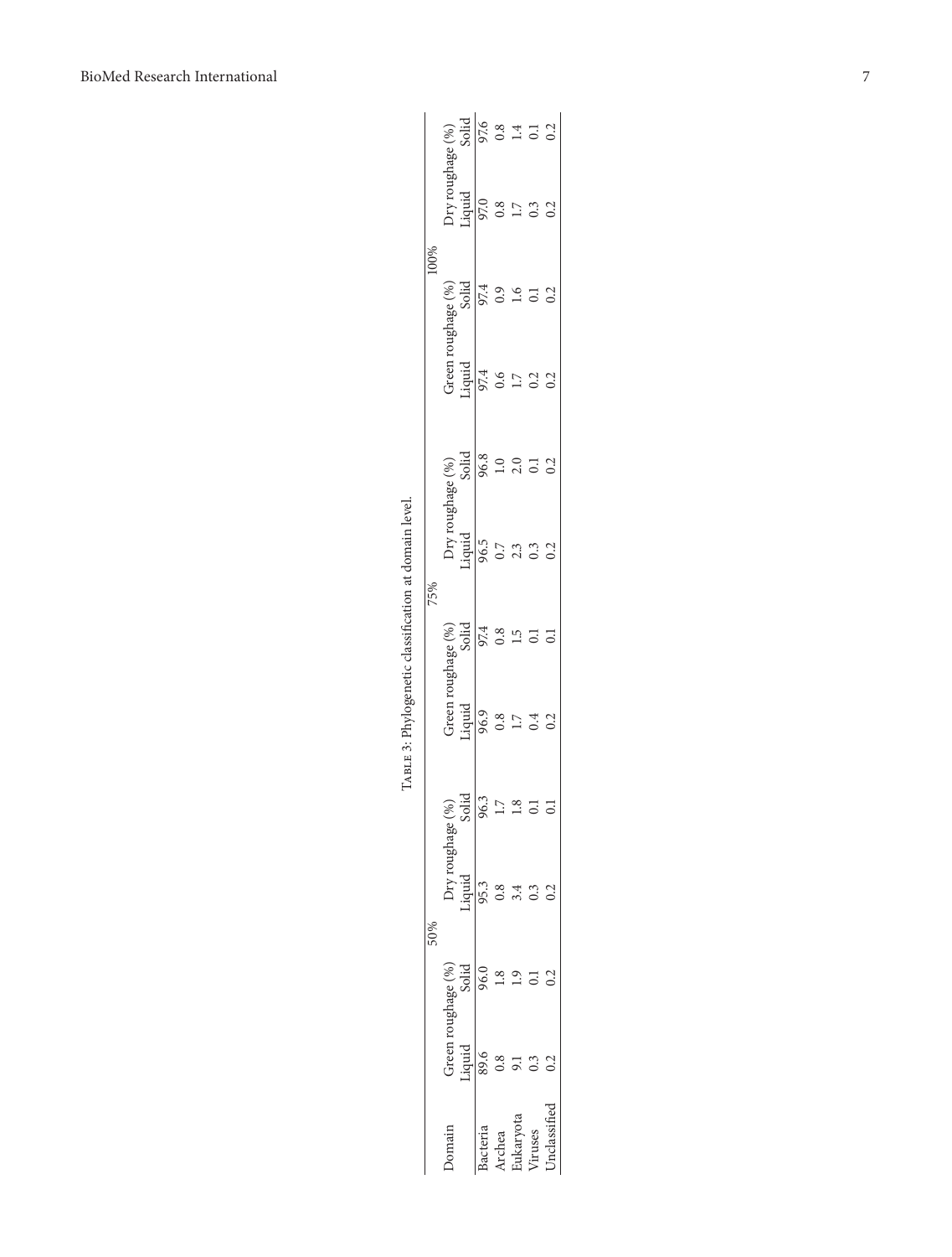Table 3: Phylogenetic classification at domain level.

| Domain | 50% | | | | 75% | | | | 100% | | | |
|---|---|---|---|---|---|---|---|---|---|---|---|---|
| | Green roughage (%) | | Dry roughage (%) | | Green roughage (%) | | Dry roughage (%) | | Green roughage (%) | | Dry roughage (%) | |
| | Liquid | Solid | Liquid | Solid | Liquid | Solid | Liquid | Solid | Liquid | Solid | Liquid | Solid |
| Bacteria | 89.6 | 96.0 | 95.3 | 96.3 | 96.9 | 97.4 | 96.5 | 96.8 | 97.4 | 97.4 | 97.0 | 97.6 |
| Archea | 0.8 | 1.8 | 0.8 | 1.7 | 0.8 | 0.8 | 0.7 | 1.0 | 0.6 | 0.9 | 0.8 | 0.8 |
| Eukaryota | 9.1 | 1.9 | 3.4 | 1.8 | 1.7 | 1.5 | 2.3 | 2.0 | 1.7 | 1.6 | 1.7 | 1.4 |
| Viruses | 0.3 | 0.1 | 0.3 | 0.1 | 0.4 | 0.1 | 0.3 | 0.1 | 0.2 | 0.1 | 0.3 | 0.1 |
| Unclassified | 0.2 | 0.2 | 0.2 | 0.1 | 0.2 | 0.1 | 0.2 | 0.2 | 0.2 | 0.2 | 0.2 | 0.2 |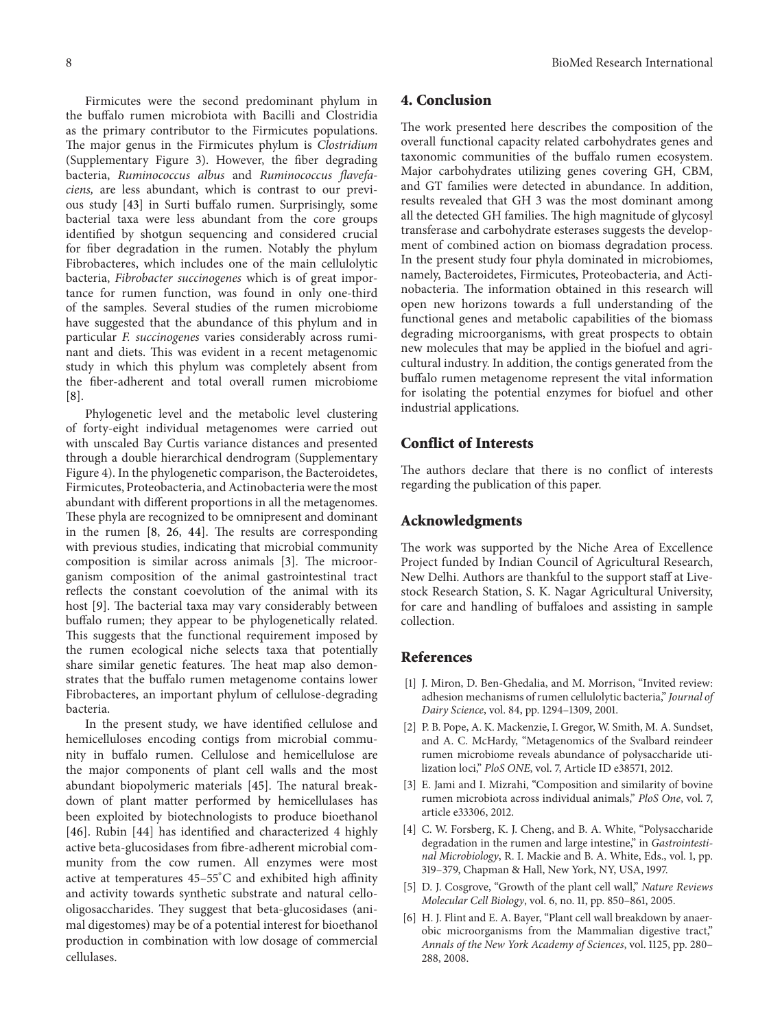Firmicutes were the second predominant phylum in the buffalo rumen microbiota with Bacilli and Clostridia as the primary contributor to the Firmicutes populations. The major genus in the Firmicutes phylum is *Clostridium* (Supplementary Figure 3). However, the fiber degrading bacteria, *Ruminococcus albus* and *Ruminococcus flavefaciens,* are less abundant, which is contrast to our previous study [43] in Surti buffalo rumen. Surprisingly, some bacterial taxa were less abundant from the core groups identified by shotgun sequencing and considered crucial for fiber degradation in the rumen. Notably the phylum Fibrobacteres, which includes one of the main cellulolytic bacteria, *Fibrobacter succinogenes* which is of great importance for rumen function, was found in only one-third of the samples. Several studies of the rumen microbiome have suggested that the abundance of this phylum and in particular *F. succinogenes* varies considerably across ruminant and diets. This was evident in a recent metagenomic study in which this phylum was completely absent from the fiber-adherent and total overall rumen microbiome [8].

Phylogenetic level and the metabolic level clustering of forty-eight individual metagenomes were carried out with unscaled Bay Curtis variance distances and presented through a double hierarchical dendrogram (Supplementary Figure 4). In the phylogenetic comparison, the Bacteroidetes, Firmicutes, Proteobacteria, and Actinobacteria were the most abundant with different proportions in all the metagenomes. These phyla are recognized to be omnipresent and dominant in the rumen [8, 26, 44]. The results are corresponding with previous studies, indicating that microbial community composition is similar across animals [3]. The microorganism composition of the animal gastrointestinal tract reflects the constant coevolution of the animal with its host [9]. The bacterial taxa may vary considerably between buffalo rumen; they appear to be phylogenetically related. This suggests that the functional requirement imposed by the rumen ecological niche selects taxa that potentially share similar genetic features. The heat map also demonstrates that the buffalo rumen metagenome contains lower Fibrobacteres, an important phylum of cellulose-degrading bacteria.

In the present study, we have identified cellulose and hemicelluloses encoding contigs from microbial community in buffalo rumen. Cellulose and hemicellulose are the major components of plant cell walls and the most abundant biopolymeric materials [45]. The natural breakdown of plant matter performed by hemicellulases has been exploited by biotechnologists to produce bioethanol [46]. Rubin [44] has identified and characterized 4 highly active beta-glucosidases from fibre-adherent microbial community from the cow rumen. All enzymes were most active at temperatures 45–55°C and exhibited high affinity and activity towards synthetic substrate and natural cellooligosaccharides. They suggest that beta-glucosidases (animal digestomes) may be of a potential interest for bioethanol production in combination with low dosage of commercial cellulases.

## 4. Conclusion

The work presented here describes the composition of the overall functional capacity related carbohydrates genes and taxonomic communities of the buffalo rumen ecosystem. Major carbohydrates utilizing genes covering GH, CBM, and GT families were detected in abundance. In addition, results revealed that GH 3 was the most dominant among all the detected GH families. The high magnitude of glycosyl transferase and carbohydrate esterases suggests the development of combined action on biomass degradation process. In the present study four phyla dominated in microbiomes, namely, Bacteroidetes, Firmicutes, Proteobacteria, and Actinobacteria. The information obtained in this research will open new horizons towards a full understanding of the functional genes and metabolic capabilities of the biomass degrading microorganisms, with great prospects to obtain new molecules that may be applied in the biofuel and agricultural industry. In addition, the contigs generated from the buffalo rumen metagenome represent the vital information for isolating the potential enzymes for biofuel and other industrial applications.

## Conflict of Interests

The authors declare that there is no conflict of interests regarding the publication of this paper.

## Acknowledgments

The work was supported by the Niche Area of Excellence Project funded by Indian Council of Agricultural Research, New Delhi. Authors are thankful to the support staff at Livestock Research Station, S. K. Nagar Agricultural University, for care and handling of buffaloes and assisting in sample collection.

## References

[1] J. Miron, D. Ben-Ghedalia, and M. Morrison, "Invited review: adhesion mechanisms of rumen cellulolytic bacteria," *Journal of Dairy Science*, vol. 84, pp. 1294–1309, 2001.

[2] P. B. Pope, A. K. Mackenzie, I. Gregor, W. Smith, M. A. Sundset, and A. C. McHardy, "Metagenomics of the Svalbard reindeer rumen microbiome reveals abundance of polysaccharide utilization loci," *PloS ONE*, vol. 7, Article ID e38571, 2012.

[3] E. Jami and I. Mizrahi, "Composition and similarity of bovine rumen microbiota across individual animals," *PloS One*, vol. 7, article e33306, 2012.

[4] C. W. Forsberg, K. J. Cheng, and B. A. White, "Polysaccharide degradation in the rumen and large intestine," in *Gastrointestinal Microbiology*, R. I. Mackie and B. A. White, Eds., vol. 1, pp. 319–379, Chapman & Hall, New York, NY, USA, 1997.

[5] D. J. Cosgrove, "Growth of the plant cell wall," *Nature Reviews Molecular Cell Biology*, vol. 6, no. 11, pp. 850–861, 2005.

[6] H. J. Flint and E. A. Bayer, "Plant cell wall breakdown by anaerobic microorganisms from the Mammalian digestive tract," *Annals of the New York Academy of Sciences*, vol. 1125, pp. 280–288, 2008.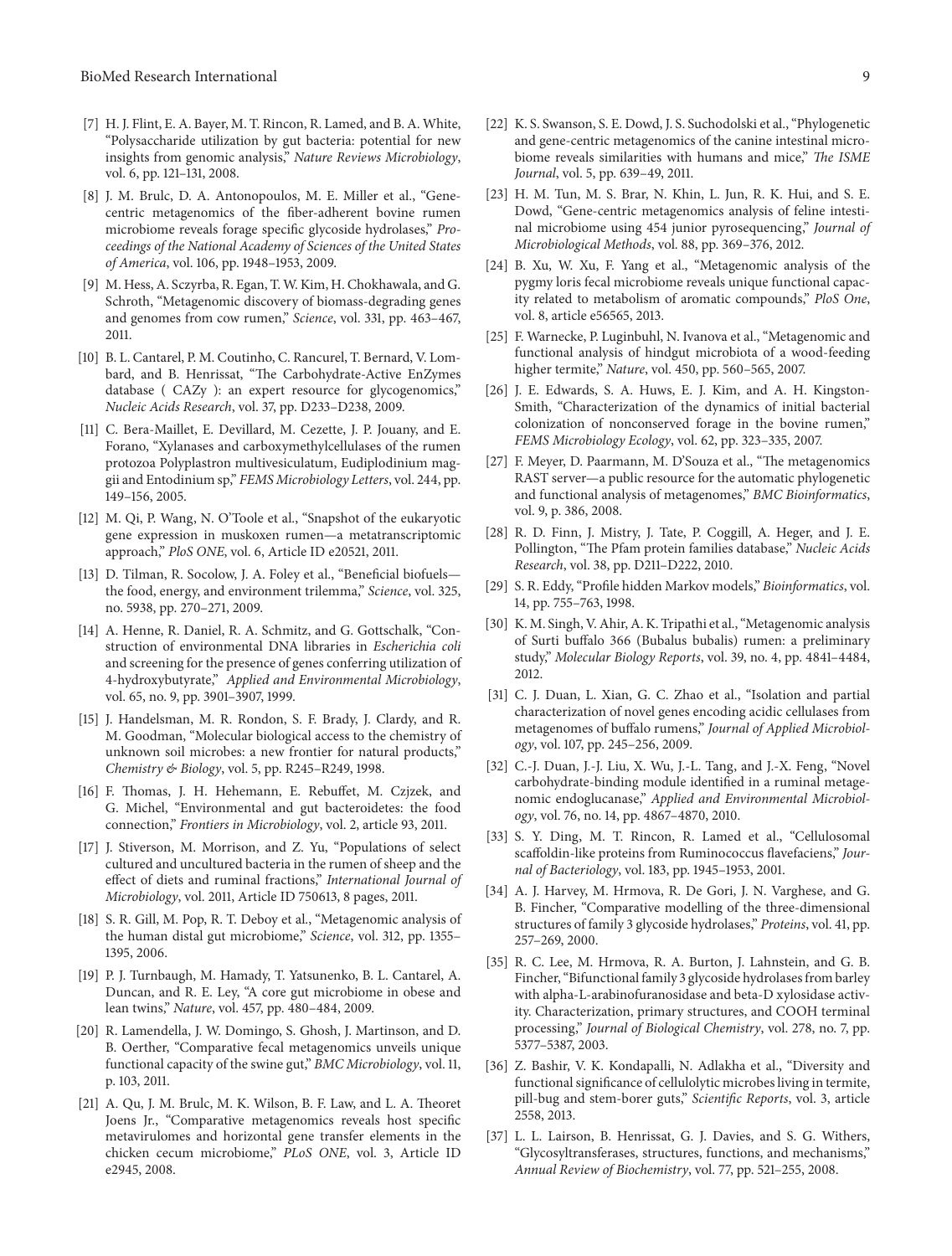[7] H. J. Flint, E. A. Bayer, M. T. Rincon, R. Lamed, and B. A. White, "Polysaccharide utilization by gut bacteria: potential for new insights from genomic analysis," *Nature Reviews Microbiology*, vol. 6, pp. 121–131, 2008.

[8] J. M. Brulc, D. A. Antonopoulos, M. E. Miller et al., "Gene-centric metagenomics of the fiber-adherent bovine rumen microbiome reveals forage specific glycoside hydrolases," *Proceedings of the National Academy of Sciences of the United States of America*, vol. 106, pp. 1948–1953, 2009.

[9] M. Hess, A. Sczyrba, R. Egan, T. W. Kim, H. Chokhawala, and G. Schroth, "Metagenomic discovery of biomass-degrading genes and genomes from cow rumen," *Science*, vol. 331, pp. 463–467, 2011.

[10] B. L. Cantarel, P. M. Coutinho, C. Rancurel, T. Bernard, V. Lombard, and B. Henrissat, "The Carbohydrate-Active EnZymes database ( CAZy ): an expert resource for glycogenomics," *Nucleic Acids Research*, vol. 37, pp. D233–D238, 2009.

[11] C. Bera-Maillet, E. Devillard, M. Cezette, J. P. Jouany, and E. Forano, "Xylanases and carboxymethylcellulases of the rumen protozoa Polyplastron multivesiculatum, Eudiplodinium maggii and Entodinium sp," *FEMS Microbiology Letters*, vol. 244, pp. 149–156, 2005.

[12] M. Qi, P. Wang, N. O'Toole et al., "Snapshot of the eukaryotic gene expression in muskoxen rumen—a metatranscriptomic approach," *PloS ONE*, vol. 6, Article ID e20521, 2011.

[13] D. Tilman, R. Socolow, J. A. Foley et al., "Beneficial biofuels—the food, energy, and environment trilemma," *Science*, vol. 325, no. 5938, pp. 270–271, 2009.

[14] A. Henne, R. Daniel, R. A. Schmitz, and G. Gottschalk, "Construction of environmental DNA libraries in *Escherichia coli* and screening for the presence of genes conferring utilization of 4-hydroxybutyrate," *Applied and Environmental Microbiology*, vol. 65, no. 9, pp. 3901–3907, 1999.

[15] J. Handelsman, M. R. Rondon, S. F. Brady, J. Clardy, and R. M. Goodman, "Molecular biological access to the chemistry of unknown soil microbes: a new frontier for natural products," *Chemistry & Biology*, vol. 5, pp. R245–R249, 1998.

[16] F. Thomas, J. H. Hehemann, E. Rebuffet, M. Czjzek, and G. Michel, "Environmental and gut bacteroidetes: the food connection," *Frontiers in Microbiology*, vol. 2, article 93, 2011.

[17] J. Stiverson, M. Morrison, and Z. Yu, "Populations of select cultured and uncultured bacteria in the rumen of sheep and the effect of diets and ruminal fractions," *International Journal of Microbiology*, vol. 2011, Article ID 750613, 8 pages, 2011.

[18] S. R. Gill, M. Pop, R. T. Deboy et al., "Metagenomic analysis of the human distal gut microbiome," *Science*, vol. 312, pp. 1355–1395, 2006.

[19] P. J. Turnbaugh, M. Hamady, T. Yatsunenko, B. L. Cantarel, A. Duncan, and R. E. Ley, "A core gut microbiome in obese and lean twins," *Nature*, vol. 457, pp. 480–484, 2009.

[20] R. Lamendella, J. W. Domingo, S. Ghosh, J. Martinson, and D. B. Oerther, "Comparative fecal metagenomics unveils unique functional capacity of the swine gut," *BMC Microbiology*, vol. 11, p. 103, 2011.

[21] A. Qu, J. M. Brulc, M. K. Wilson, B. F. Law, and L. A. Theoret Joens Jr., "Comparative metagenomics reveals host specific metavirulomes and horizontal gene transfer elements in the chicken cecum microbiome," *PLoS ONE*, vol. 3, Article ID e2945, 2008.

[22] K. S. Swanson, S. E. Dowd, J. S. Suchodolski et al., "Phylogenetic and gene-centric metagenomics of the canine intestinal microbiome reveals similarities with humans and mice," *The ISME Journal*, vol. 5, pp. 639–49, 2011.

[23] H. M. Tun, M. S. Brar, N. Khin, L. Jun, R. K. Hui, and S. E. Dowd, "Gene-centric metagenomics analysis of feline intestinal microbiome using 454 junior pyrosequencing," *Journal of Microbiological Methods*, vol. 88, pp. 369–376, 2012.

[24] B. Xu, W. Xu, F. Yang et al., "Metagenomic analysis of the pygmy loris fecal microbiome reveals unique functional capacity related to metabolism of aromatic compounds," *PloS One*, vol. 8, article e56565, 2013.

[25] F. Warnecke, P. Luginbuhl, N. Ivanova et al., "Metagenomic and functional analysis of hindgut microbiota of a wood-feeding higher termite," *Nature*, vol. 450, pp. 560–565, 2007.

[26] J. E. Edwards, S. A. Huws, E. J. Kim, and A. H. Kingston-Smith, "Characterization of the dynamics of initial bacterial colonization of nonconserved forage in the bovine rumen," *FEMS Microbiology Ecology*, vol. 62, pp. 323–335, 2007.

[27] F. Meyer, D. Paarmann, M. D'Souza et al., "The metagenomics RAST server—a public resource for the automatic phylogenetic and functional analysis of metagenomes," *BMC Bioinformatics*, vol. 9, p. 386, 2008.

[28] R. D. Finn, J. Mistry, J. Tate, P. Coggill, A. Heger, and J. E. Pollington, "The Pfam protein families database," *Nucleic Acids Research*, vol. 38, pp. D211–D222, 2010.

[29] S. R. Eddy, "Profile hidden Markov models," *Bioinformatics*, vol. 14, pp. 755–763, 1998.

[30] K. M. Singh, V. Ahir, A. K. Tripathi et al., "Metagenomic analysis of Surti buffalo 366 (Bubalus bubalis) rumen: a preliminary study," *Molecular Biology Reports*, vol. 39, no. 4, pp. 4841–4484, 2012.

[31] C. J. Duan, L. Xian, G. C. Zhao et al., "Isolation and partial characterization of novel genes encoding acidic cellulases from metagenomes of buffalo rumens," *Journal of Applied Microbiology*, vol. 107, pp. 245–256, 2009.

[32] C.-J. Duan, J.-J. Liu, X. Wu, J.-L. Tang, and J.-X. Feng, "Novel carbohydrate-binding module identified in a ruminal metagenomic endoglucanase," *Applied and Environmental Microbiology*, vol. 76, no. 14, pp. 4867–4870, 2010.

[33] S. Y. Ding, M. T. Rincon, R. Lamed et al., "Cellulosomal scaffoldin-like proteins from Ruminococcus flavefaciens," *Journal of Bacteriology*, vol. 183, pp. 1945–1953, 2001.

[34] A. J. Harvey, M. Hrmova, R. De Gori, J. N. Varghese, and G. B. Fincher, "Comparative modelling of the three-dimensional structures of family 3 glycoside hydrolases," *Proteins*, vol. 41, pp. 257–269, 2000.

[35] R. C. Lee, M. Hrmova, R. A. Burton, J. Lahnstein, and G. B. Fincher, "Bifunctional family 3 glycoside hydrolases from barley with alpha-L-arabinofuranosidase and beta-D xylosidase activity. Characterization, primary structures, and COOH terminal processing," *Journal of Biological Chemistry*, vol. 278, no. 7, pp. 5377–5387, 2003.

[36] Z. Bashir, V. K. Kondapalli, N. Adlakha et al., "Diversity and functional significance of cellulolytic microbes living in termite, pill-bug and stem-borer guts," *Scientific Reports*, vol. 3, article 2558, 2013.

[37] L. L. Lairson, B. Henrissat, G. J. Davies, and S. G. Withers, "Glycosyltransferases, structures, functions, and mechanisms," *Annual Review of Biochemistry*, vol. 77, pp. 521–255, 2008.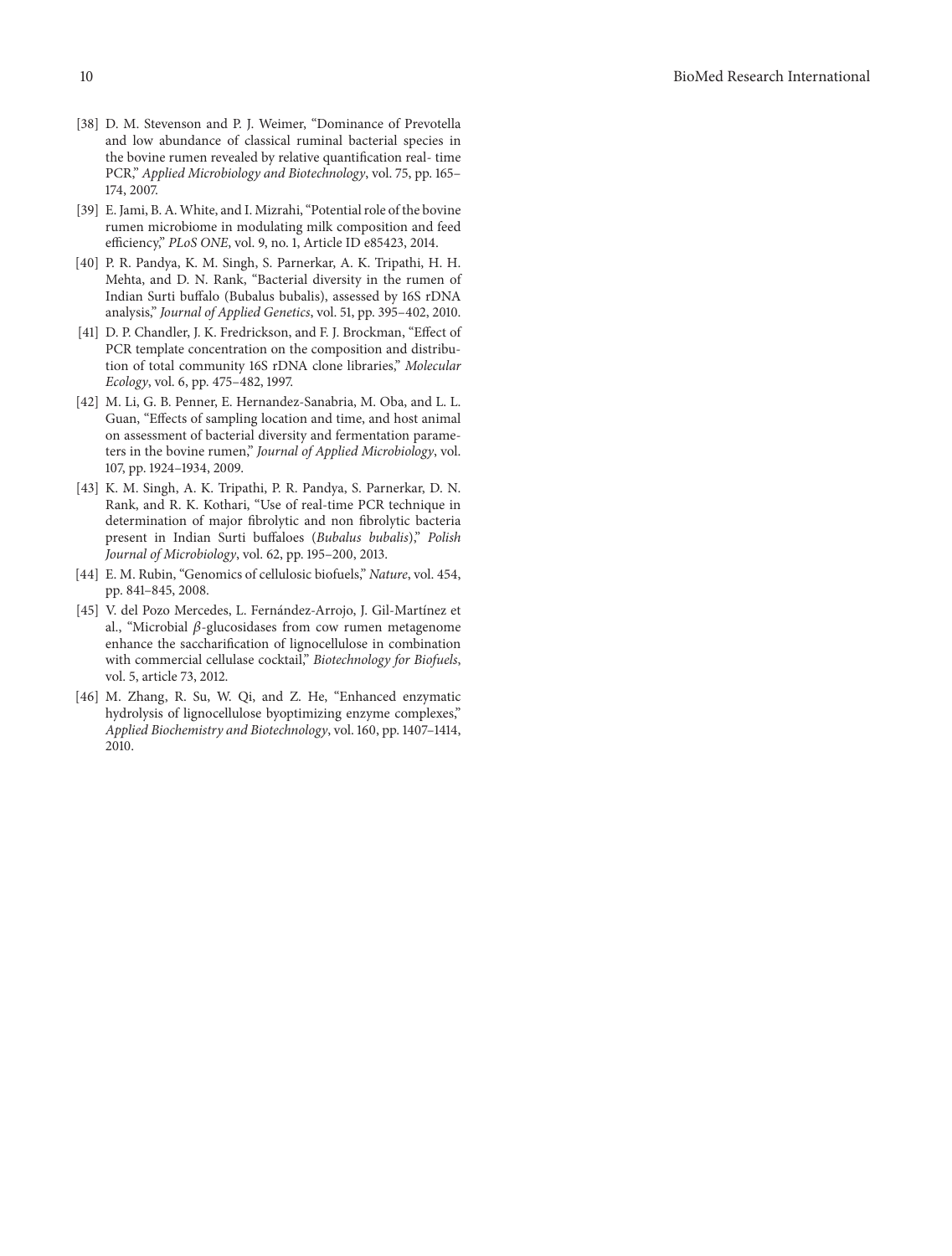[38] D. M. Stevenson and P. J. Weimer, "Dominance of Prevotella and low abundance of classical ruminal bacterial species in the bovine rumen revealed by relative quantification real- time PCR," *Applied Microbiology and Biotechnology*, vol. 75, pp. 165–174, 2007.

[39] E. Jami, B. A. White, and I. Mizrahi, "Potential role of the bovine rumen microbiome in modulating milk composition and feed efficiency," *PLoS ONE*, vol. 9, no. 1, Article ID e85423, 2014.

[40] P. R. Pandya, K. M. Singh, S. Parnerkar, A. K. Tripathi, H. H. Mehta, and D. N. Rank, "Bacterial diversity in the rumen of Indian Surti buffalo (Bubalus bubalis), assessed by 16S rDNA analysis," *Journal of Applied Genetics*, vol. 51, pp. 395–402, 2010.

[41] D. P. Chandler, J. K. Fredrickson, and F. J. Brockman, "Effect of PCR template concentration on the composition and distribution of total community 16S rDNA clone libraries," *Molecular Ecology*, vol. 6, pp. 475–482, 1997.

[42] M. Li, G. B. Penner, E. Hernandez-Sanabria, M. Oba, and L. L. Guan, "Effects of sampling location and time, and host animal on assessment of bacterial diversity and fermentation parameters in the bovine rumen," *Journal of Applied Microbiology*, vol. 107, pp. 1924–1934, 2009.

[43] K. M. Singh, A. K. Tripathi, P. R. Pandya, S. Parnerkar, D. N. Rank, and R. K. Kothari, "Use of real-time PCR technique in determination of major fibrolytic and non fibrolytic bacteria present in Indian Surti buffaloes (*Bubalus bubalis*)," *Polish Journal of Microbiology*, vol. 62, pp. 195–200, 2013.

[44] E. M. Rubin, "Genomics of cellulosic biofuels," *Nature*, vol. 454, pp. 841–845, 2008.

[45] V. del Pozo Mercedes, L. Fernández-Arrojo, J. Gil-Martínez et al., "Microbial $\beta$-glucosidases from cow rumen metagenome enhance the saccharification of lignocellulose in combination with commercial cellulase cocktail," *Biotechnology for Biofuels*, vol. 5, article 73, 2012.

[46] M. Zhang, R. Su, W. Qi, and Z. He, "Enhanced enzymatic hydrolysis of lignocellulose byoptimizing enzyme complexes," *Applied Biochemistry and Biotechnology*, vol. 160, pp. 1407–1414, 2010.